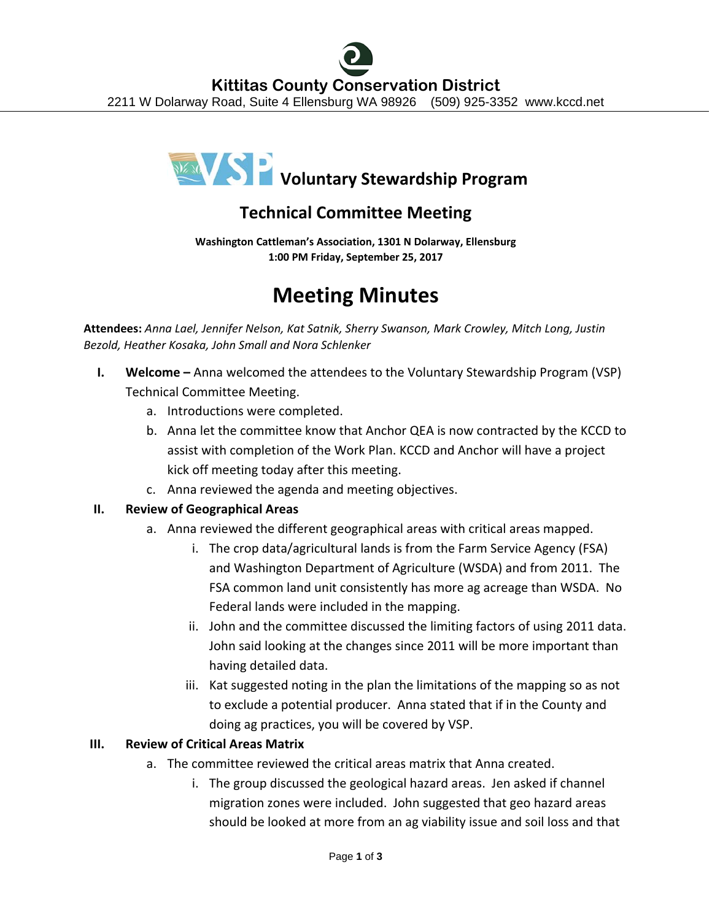**Kittitas County Conservation District**

2211 W Dolarway Road, Suite 4 Ellensburg WA 98926 (509) 925-3352 www.kccd.net

# VSP Voluntary Stewardship Program

## Technical Committee Meeting

**Washington Cattleman's Association, 1301 N Dolarway, Ellensburg**
**1:00 PM Friday, September 25, 2017**

# Meeting Minutes

**Attendees:** *Anna Lael, Jennifer Nelson, Kat Satnik, Sherry Swanson, Mark Crowley, Mitch Long, Justin Bezold, Heather Kosaka, John Small and Nora Schlenker*

I. **Welcome –** Anna welcomed the attendees to the Voluntary Stewardship Program (VSP) Technical Committee Meeting.
   a. Introductions were completed.
   b. Anna let the committee know that Anchor QEA is now contracted by the KCCD to assist with completion of the Work Plan. KCCD and Anchor will have a project kick off meeting today after this meeting.
   c. Anna reviewed the agenda and meeting objectives.

II. **Review of Geographical Areas**
   a. Anna reviewed the different geographical areas with critical areas mapped.
      i. The crop data/agricultural lands is from the Farm Service Agency (FSA) and Washington Department of Agriculture (WSDA) and from 2011. The FSA common land unit consistently has more ag acreage than WSDA. No Federal lands were included in the mapping.
      ii. John and the committee discussed the limiting factors of using 2011 data. John said looking at the changes since 2011 will be more important than having detailed data.
      iii. Kat suggested noting in the plan the limitations of the mapping so as not to exclude a potential producer. Anna stated that if in the County and doing ag practices, you will be covered by VSP.

III. **Review of Critical Areas Matrix**
   a. The committee reviewed the critical areas matrix that Anna created.
      i. The group discussed the geological hazard areas. Jen asked if channel migration zones were included. John suggested that geo hazard areas should be looked at more from an ag viability issue and soil loss and that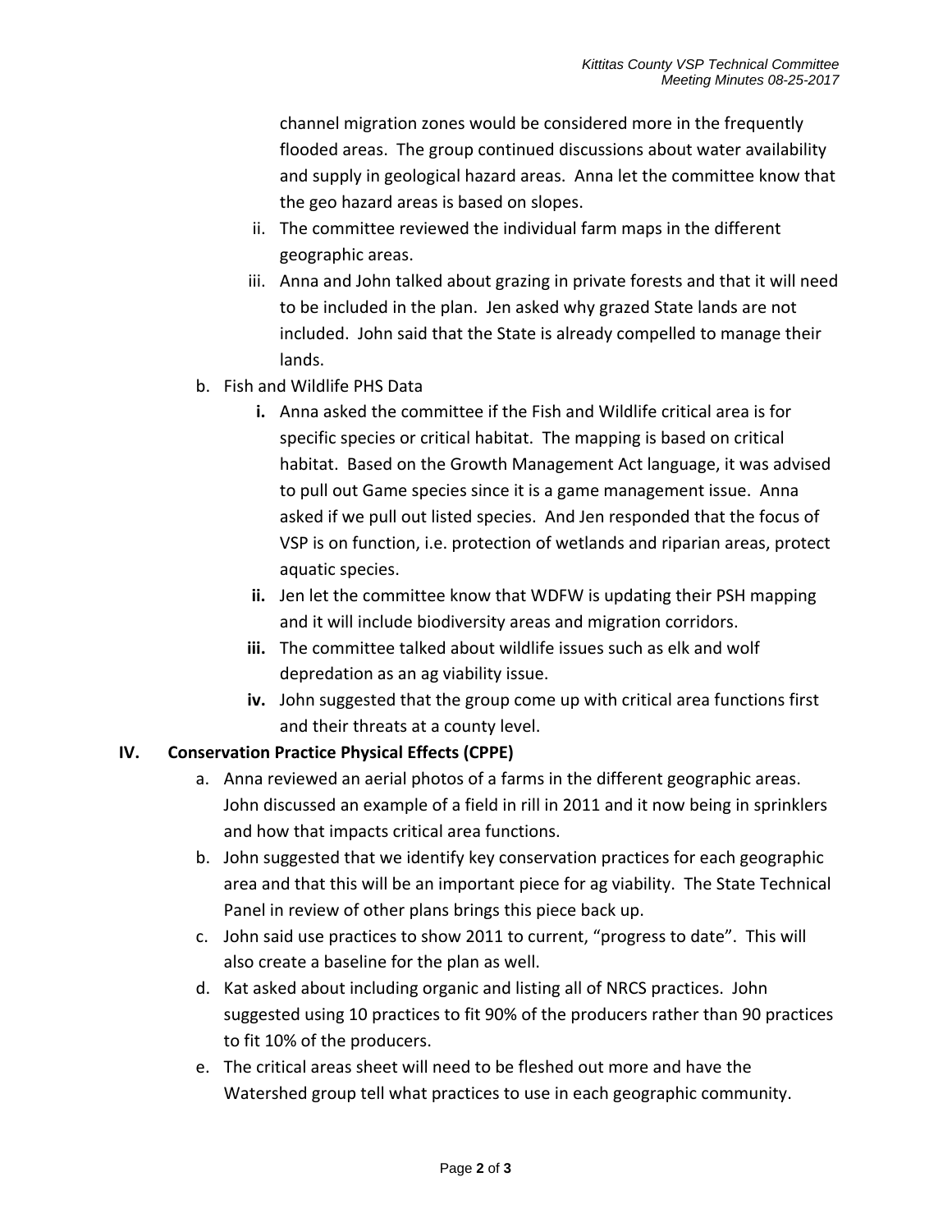channel migration zones would be considered more in the frequently flooded areas. The group continued discussions about water availability and supply in geological hazard areas. Anna let the committee know that the geo hazard areas is based on slopes.

   ii. The committee reviewed the individual farm maps in the different geographic areas.

   iii. Anna and John talked about grazing in private forests and that it will need to be included in the plan. Jen asked why grazed State lands are not included. John said that the State is already compelled to manage their lands.

b. Fish and Wildlife PHS Data

   **i.** Anna asked the committee if the Fish and Wildlife critical area is for specific species or critical habitat. The mapping is based on critical habitat. Based on the Growth Management Act language, it was advised to pull out Game species since it is a game management issue. Anna asked if we pull out listed species. And Jen responded that the focus of VSP is on function, i.e. protection of wetlands and riparian areas, protect aquatic species.

   **ii.** Jen let the committee know that WDFW is updating their PSH mapping and it will include biodiversity areas and migration corridors.

   **iii.** The committee talked about wildlife issues such as elk and wolf depredation as an ag viability issue.

   **iv.** John suggested that the group come up with critical area functions first and their threats at a county level.

## IV. Conservation Practice Physical Effects (CPPE)

a. Anna reviewed an aerial photos of a farms in the different geographic areas. John discussed an example of a field in rill in 2011 and it now being in sprinklers and how that impacts critical area functions.

b. John suggested that we identify key conservation practices for each geographic area and that this will be an important piece for ag viability. The State Technical Panel in review of other plans brings this piece back up.

c. John said use practices to show 2011 to current, "progress to date". This will also create a baseline for the plan as well.

d. Kat asked about including organic and listing all of NRCS practices. John suggested using 10 practices to fit 90% of the producers rather than 90 practices to fit 10% of the producers.

e. The critical areas sheet will need to be fleshed out more and have the Watershed group tell what practices to use in each geographic community.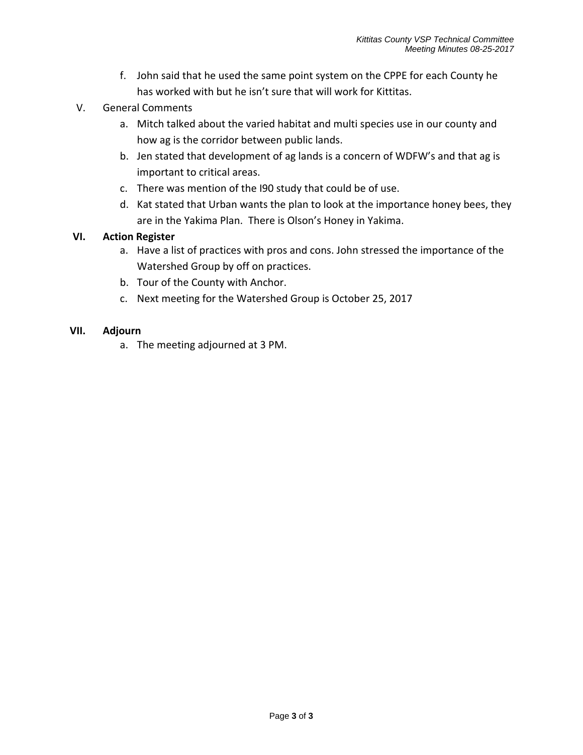f. John said that he used the same point system on the CPPE for each County he has worked with but he isn't sure that will work for Kittitas.

V. General Comments

a. Mitch talked about the varied habitat and multi species use in our county and how ag is the corridor between public lands.
b. Jen stated that development of ag lands is a concern of WDFW's and that ag is important to critical areas.
c. There was mention of the I90 study that could be of use.
d. Kat stated that Urban wants the plan to look at the importance honey bees, they are in the Yakima Plan. There is Olson's Honey in Yakima.

**VI. Action Register**

a. Have a list of practices with pros and cons. John stressed the importance of the Watershed Group by off on practices.
b. Tour of the County with Anchor.
c. Next meeting for the Watershed Group is October 25, 2017

**VII. Adjourn**

a. The meeting adjourned at 3 PM.